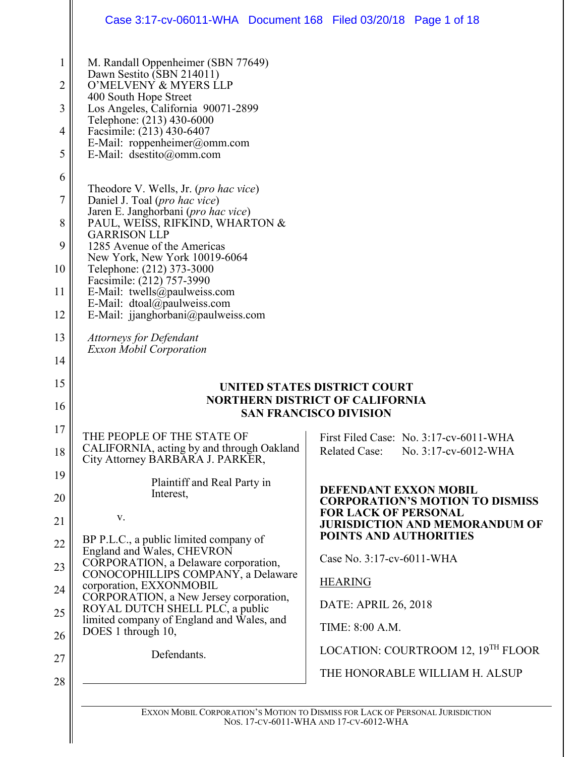M. Randall Oppenheimer (SBN 77649)
Dawn Sestito (SBN 214011)
O'MELVENY & MYERS LLP
400 South Hope Street
Los Angeles, California 90071-2899
Telephone: (213) 430-6000
Facsimile: (213) 430-6407
E-Mail: roppenheimer@omm.com
E-Mail: dsestito@omm.com

Theodore V. Wells, Jr. (*pro hac vice*)
Daniel J. Toal (*pro hac vice*)
Jaren E. Janghorbani (*pro hac vice*)
PAUL, WEISS, RIFKIND, WHARTON & GARRISON LLP
1285 Avenue of the Americas
New York, New York 10019-6064
Telephone: (212) 373-3000
Facsimile: (212) 757-3990
E-Mail: twells@paulweiss.com
E-Mail: dtoal@paulweiss.com
E-Mail: jjanghorbani@paulweiss.com

*Attorneys for Defendant Exxon Mobil Corporation*

**UNITED STATES DISTRICT COURT**
**NORTHERN DISTRICT OF CALIFORNIA**
**SAN FRANCISCO DIVISION**

THE PEOPLE OF THE STATE OF CALIFORNIA, acting by and through Oakland City Attorney BARBARA J. PARKER,

Plaintiff and Real Party in Interest,

v.

BP P.L.C., a public limited company of England and Wales, CHEVRON CORPORATION, a Delaware corporation, CONOCOPHILLIPS COMPANY, a Delaware corporation, EXXONMOBIL CORPORATION, a New Jersey corporation, ROYAL DUTCH SHELL PLC, a public limited company of England and Wales, and DOES 1 through 10,

Defendants.

First Filed Case: No. 3:17-cv-6011-WHA
Related Case: No. 3:17-cv-6012-WHA

**DEFENDANT EXXON MOBIL CORPORATION'S MOTION TO DISMISS FOR LACK OF PERSONAL JURISDICTION AND MEMORANDUM OF POINTS AND AUTHORITIES**

Case No. 3:17-cv-6011-WHA

HEARING

DATE: APRIL 26, 2018

TIME: 8:00 A.M.

LOCATION: COURTROOM 12, 19TH FLOOR

THE HONORABLE WILLIAM H. ALSUP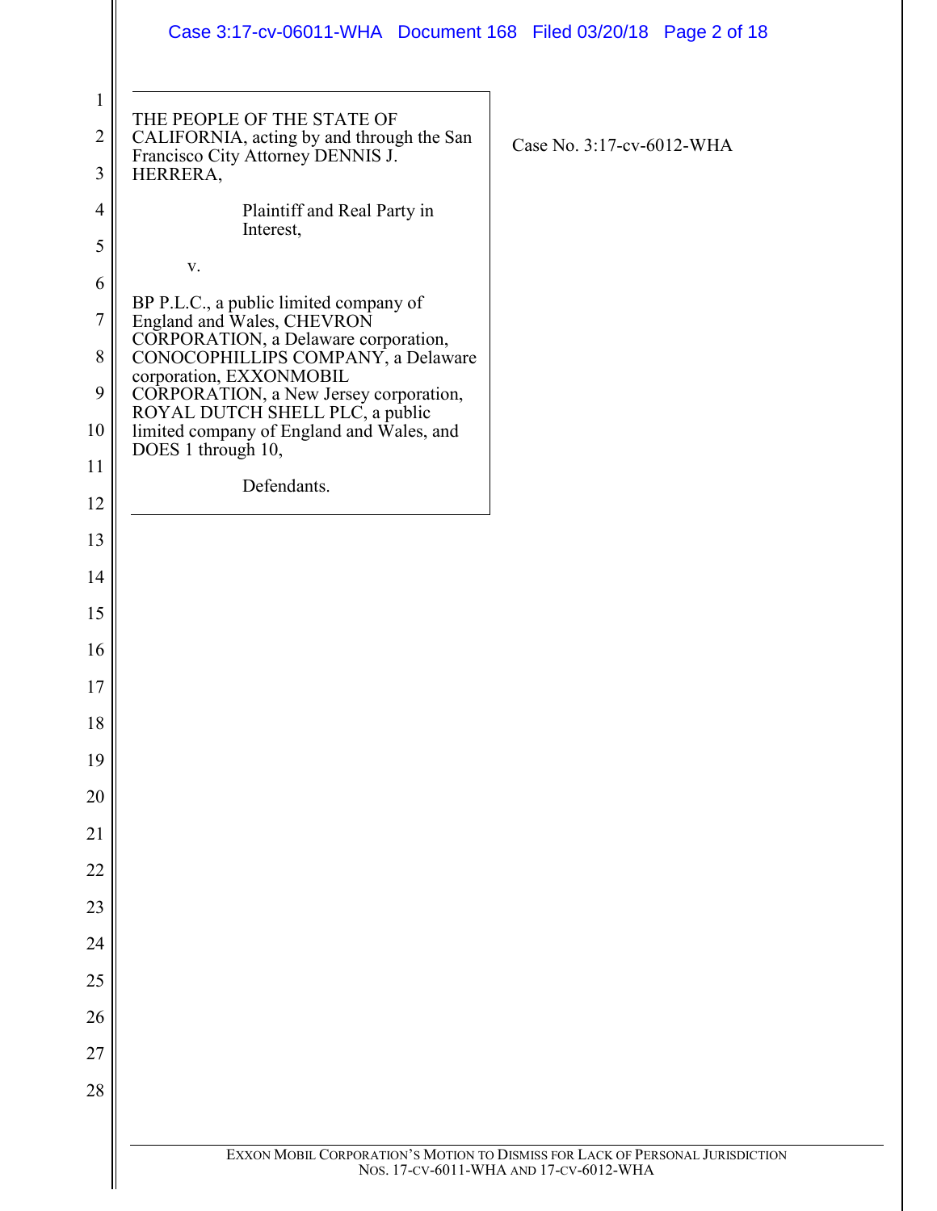THE PEOPLE OF THE STATE OF CALIFORNIA, acting by and through the San Francisco City Attorney DENNIS J. HERRERA,

Plaintiff and Real Party in Interest,

v.

BP P.L.C., a public limited company of England and Wales, CHEVRON CORPORATION, a Delaware corporation, CONOCOPHILLIPS COMPANY, a Delaware corporation, EXXONMOBIL CORPORATION, a New Jersey corporation, ROYAL DUTCH SHELL PLC, a public limited company of England and Wales, and DOES 1 through 10,

Defendants.

Case No. 3:17-cv-6012-WHA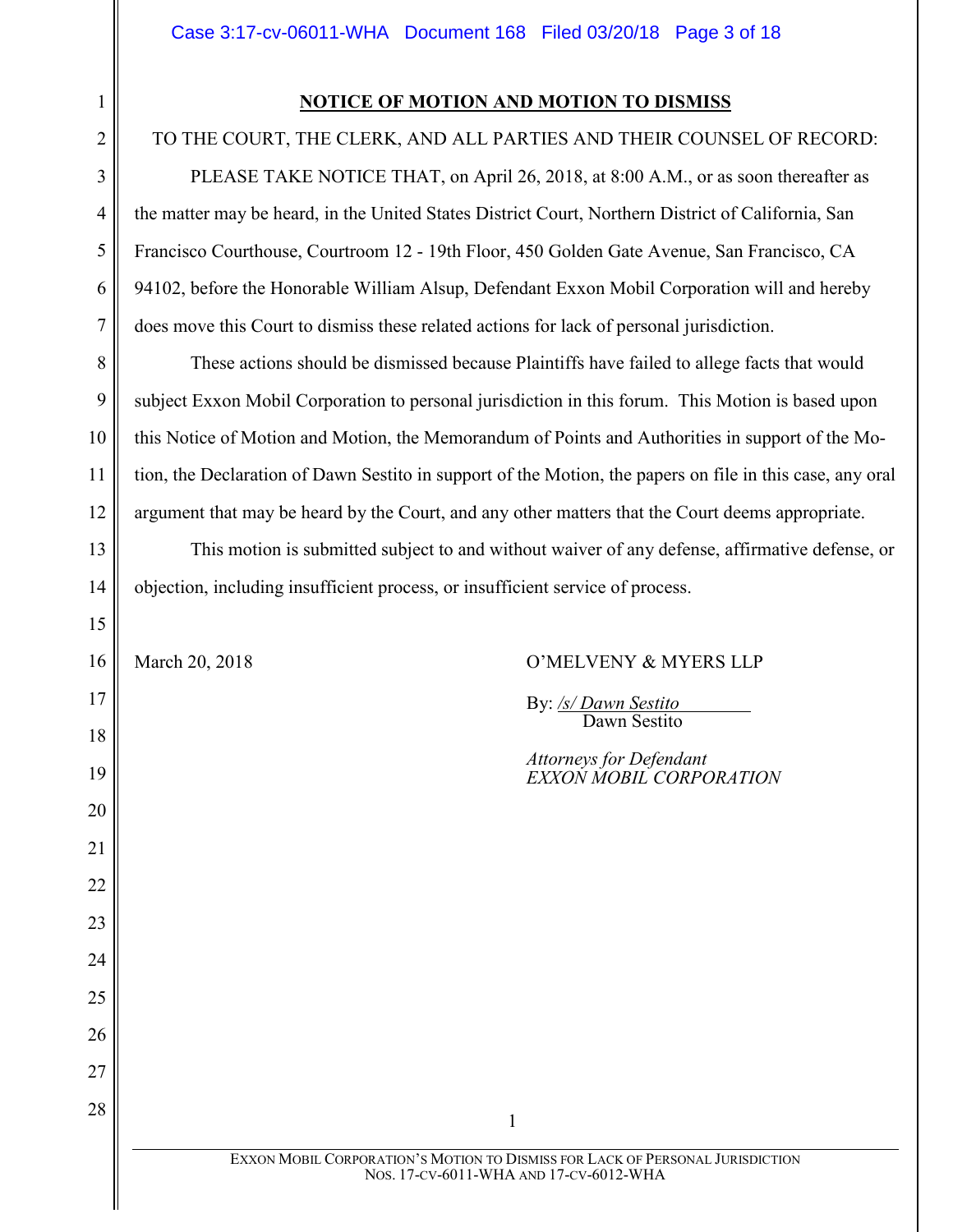## NOTICE OF MOTION AND MOTION TO DISMISS

TO THE COURT, THE CLERK, AND ALL PARTIES AND THEIR COUNSEL OF RECORD:

PLEASE TAKE NOTICE THAT, on April 26, 2018, at 8:00 A.M., or as soon thereafter as the matter may be heard, in the United States District Court, Northern District of California, San Francisco Courthouse, Courtroom 12 - 19th Floor, 450 Golden Gate Avenue, San Francisco, CA 94102, before the Honorable William Alsup, Defendant Exxon Mobil Corporation will and hereby does move this Court to dismiss these related actions for lack of personal jurisdiction.

These actions should be dismissed because Plaintiffs have failed to allege facts that would subject Exxon Mobil Corporation to personal jurisdiction in this forum. This Motion is based upon this Notice of Motion and Motion, the Memorandum of Points and Authorities in support of the Motion, the Declaration of Dawn Sestito in support of the Motion, the papers on file in this case, any oral argument that may be heard by the Court, and any other matters that the Court deems appropriate.

This motion is submitted subject to and without waiver of any defense, affirmative defense, or objection, including insufficient process, or insufficient service of process.

March 20, 2018

O'MELVENY & MYERS LLP

By: */s/ Dawn Sestito*
Dawn Sestito

*Attorneys for Defendant*
*EXXON MOBIL CORPORATION*

EXXON MOBIL CORPORATION'S MOTION TO DISMISS FOR LACK OF PERSONAL JURISDICTION
NOS. 17-CV-6011-WHA AND 17-CV-6012-WHA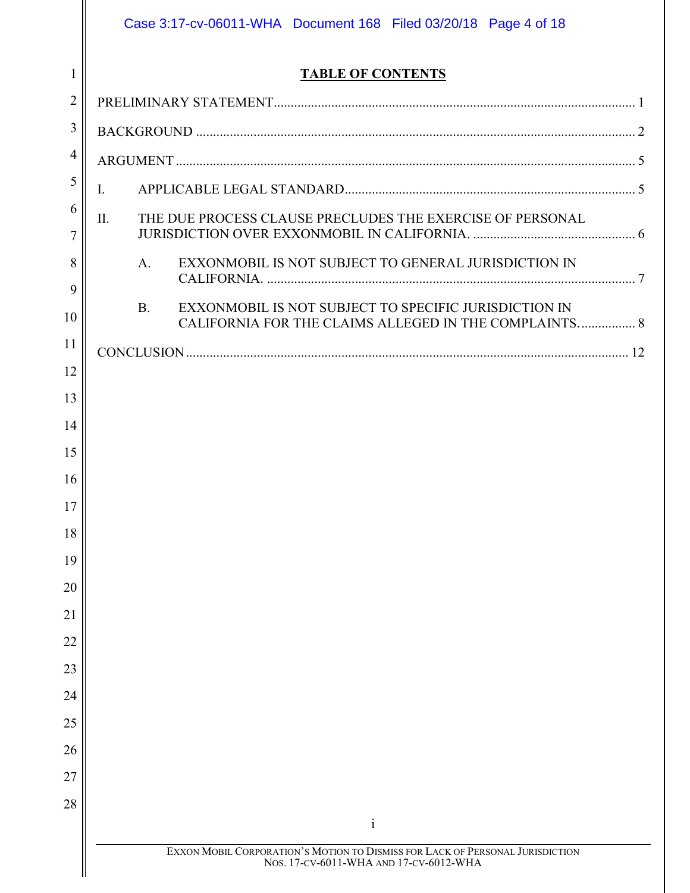# TABLE OF CONTENTS

PRELIMINARY STATEMENT .......... 1

BACKGROUND .......... 2

ARGUMENT .......... 5

I. APPLICABLE LEGAL STANDARD .......... 5

II. THE DUE PROCESS CLAUSE PRECLUDES THE EXERCISE OF PERSONAL JURISDICTION OVER EXXONMOBIL IN CALIFORNIA. .......... 6

  A. EXXONMOBIL IS NOT SUBJECT TO GENERAL JURISDICTION IN CALIFORNIA. .......... 7

  B. EXXONMOBIL IS NOT SUBJECT TO SPECIFIC JURISDICTION IN CALIFORNIA FOR THE CLAIMS ALLEGED IN THE COMPLAINTS. .......... 8

CONCLUSION .......... 12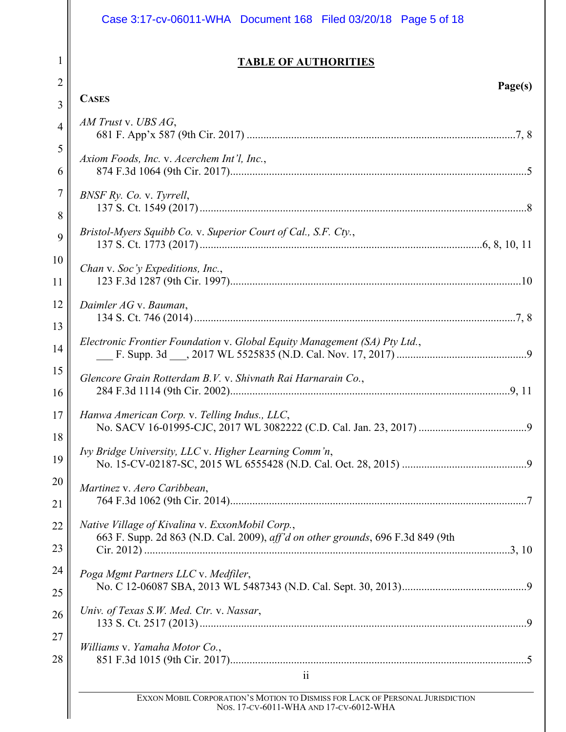# TABLE OF AUTHORITIES

**Page(s)**

**CASES**

*AM Trust* v. *UBS AG*,
681 F. App'x 587 (9th Cir. 2017) ....................................................................................7, 8

*Axiom Foods, Inc.* v. *Acerchem Int'l, Inc.*,
874 F.3d 1064 (9th Cir. 2017)...........................................................................................5

*BNSF Ry. Co.* v. *Tyrrell*,
137 S. Ct. 1549 (2017) .......................................................................................................8

*Bristol-Myers Squibb Co.* v. *Superior Court of Cal., S.F. Cty.*,
137 S. Ct. 1773 (2017) ......................................................................................6, 8, 10, 11

*Chan* v. *Soc'y Expeditions, Inc.*,
123 F.3d 1287 (9th Cir. 1997)..........................................................................................10

*Daimler AG* v. *Bauman*,
134 S. Ct. 746 (2014) .....................................................................................................7, 8

*Electronic Frontier Foundation* v. *Global Equity Management (SA) Pty Ltd.*,
___ F. Supp. 3d ___, 2017 WL 5525835 (N.D. Cal. Nov. 17, 2017) ................................9

*Glencore Grain Rotterdam B.V.* v. *Shivnath Rai Harnarain Co.*,
284 F.3d 1114 (9th Cir. 2002).......................................................................................9, 11

*Hanwa American Corp.* v. *Telling Indus., LLC*,
No. SACV 16-01995-CJC, 2017 WL 3082222 (C.D. Cal. Jan. 23, 2017) .......................9

*Ivy Bridge University, LLC* v. *Higher Learning Comm'n*,
No. 15-CV-02187-SC, 2015 WL 6555428 (N.D. Cal. Oct. 28, 2015) .............................9

*Martinez* v. *Aero Caribbean*,
764 F.3d 1062 (9th Cir. 2014)............................................................................................7

*Native Village of Kivalina* v. *ExxonMobil Corp.*,
663 F. Supp. 2d 863 (N.D. Cal. 2009), *aff'd on other grounds*, 696 F.3d 849 (9th Cir. 2012) .....................................................................................................................3, 10

*Poga Mgmt Partners LLC* v. *Medfiler*,
No. C 12-06087 SBA, 2013 WL 5487343 (N.D. Cal. Sept. 30, 2013)..............................9

*Univ. of Texas S.W. Med. Ctr.* v. *Nassar*,
133 S. Ct. 2517 (2013) .......................................................................................................9

*Williams* v. *Yamaha Motor Co.*,
851 F.3d 1015 (9th Cir. 2017)............................................................................................5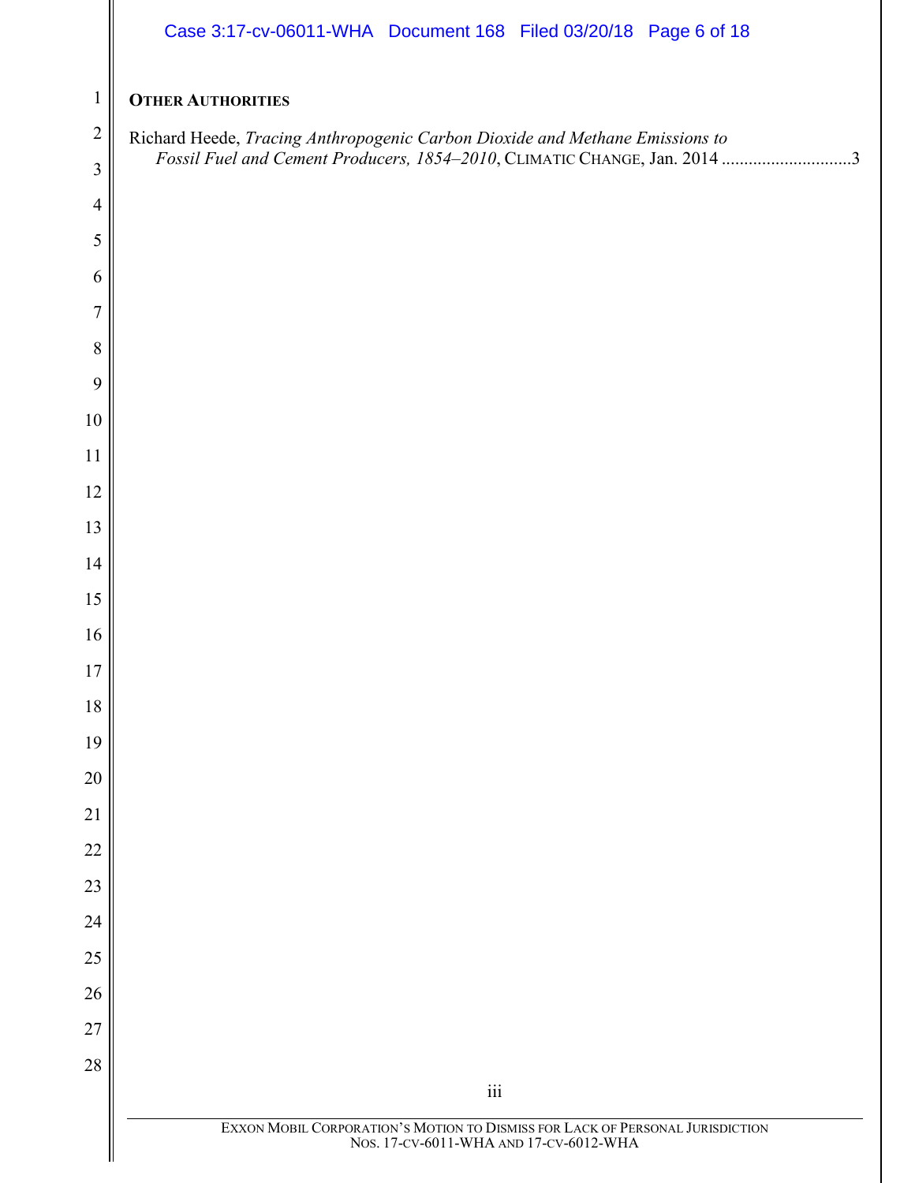**OTHER AUTHORITIES**

Richard Heede, *Tracing Anthropogenic Carbon Dioxide and Methane Emissions to Fossil Fuel and Cement Producers, 1854–2010*, CLIMATIC CHANGE, Jan. 2014 ............................3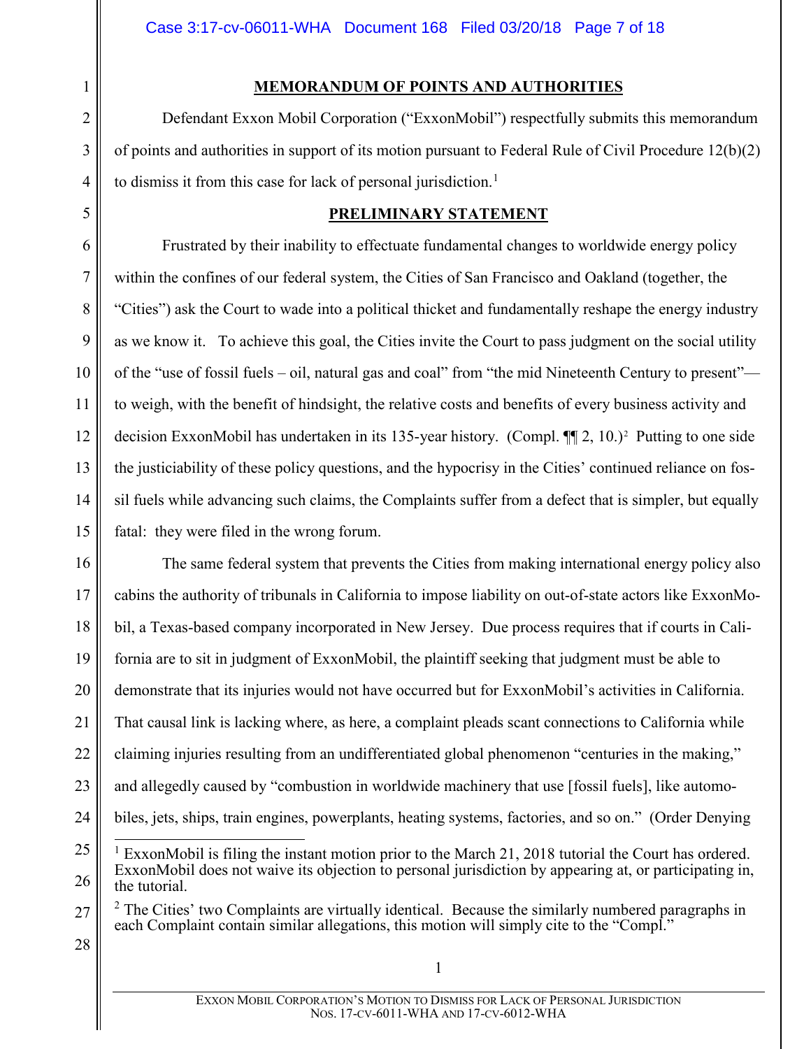## MEMORANDUM OF POINTS AND AUTHORITIES

Defendant Exxon Mobil Corporation ("ExxonMobil") respectfully submits this memorandum of points and authorities in support of its motion pursuant to Federal Rule of Civil Procedure 12(b)(2) to dismiss it from this case for lack of personal jurisdiction.[1]

## PRELIMINARY STATEMENT

Frustrated by their inability to effectuate fundamental changes to worldwide energy policy within the confines of our federal system, the Cities of San Francisco and Oakland (together, the "Cities") ask the Court to wade into a political thicket and fundamentally reshape the energy industry as we know it. To achieve this goal, the Cities invite the Court to pass judgment on the social utility of the "use of fossil fuels – oil, natural gas and coal" from "the mid Nineteenth Century to present"—to weigh, with the benefit of hindsight, the relative costs and benefits of every business activity and decision ExxonMobil has undertaken in its 135-year history. (Compl. ¶¶ 2, 10.)[2] Putting to one side the justiciability of these policy questions, and the hypocrisy in the Cities' continued reliance on fossil fuels while advancing such claims, the Complaints suffer from a defect that is simpler, but equally fatal: they were filed in the wrong forum.

The same federal system that prevents the Cities from making international energy policy also cabins the authority of tribunals in California to impose liability on out-of-state actors like ExxonMobil, a Texas-based company incorporated in New Jersey. Due process requires that if courts in California are to sit in judgment of ExxonMobil, the plaintiff seeking that judgment must be able to demonstrate that its injuries would not have occurred but for ExxonMobil's activities in California. That causal link is lacking where, as here, a complaint pleads scant connections to California while claiming injuries resulting from an undifferentiated global phenomenon "centuries in the making," and allegedly caused by "combustion in worldwide machinery that use [fossil fuels], like automobiles, jets, ships, train engines, powerplants, heating systems, factories, and so on." (Order Denying

---

[1] ExxonMobil is filing the instant motion prior to the March 21, 2018 tutorial the Court has ordered. ExxonMobil does not waive its objection to personal jurisdiction by appearing at, or participating in, the tutorial.

[2] The Cities' two Complaints are virtually identical. Because the similarly numbered paragraphs in each Complaint contain similar allegations, this motion will simply cite to the "Compl."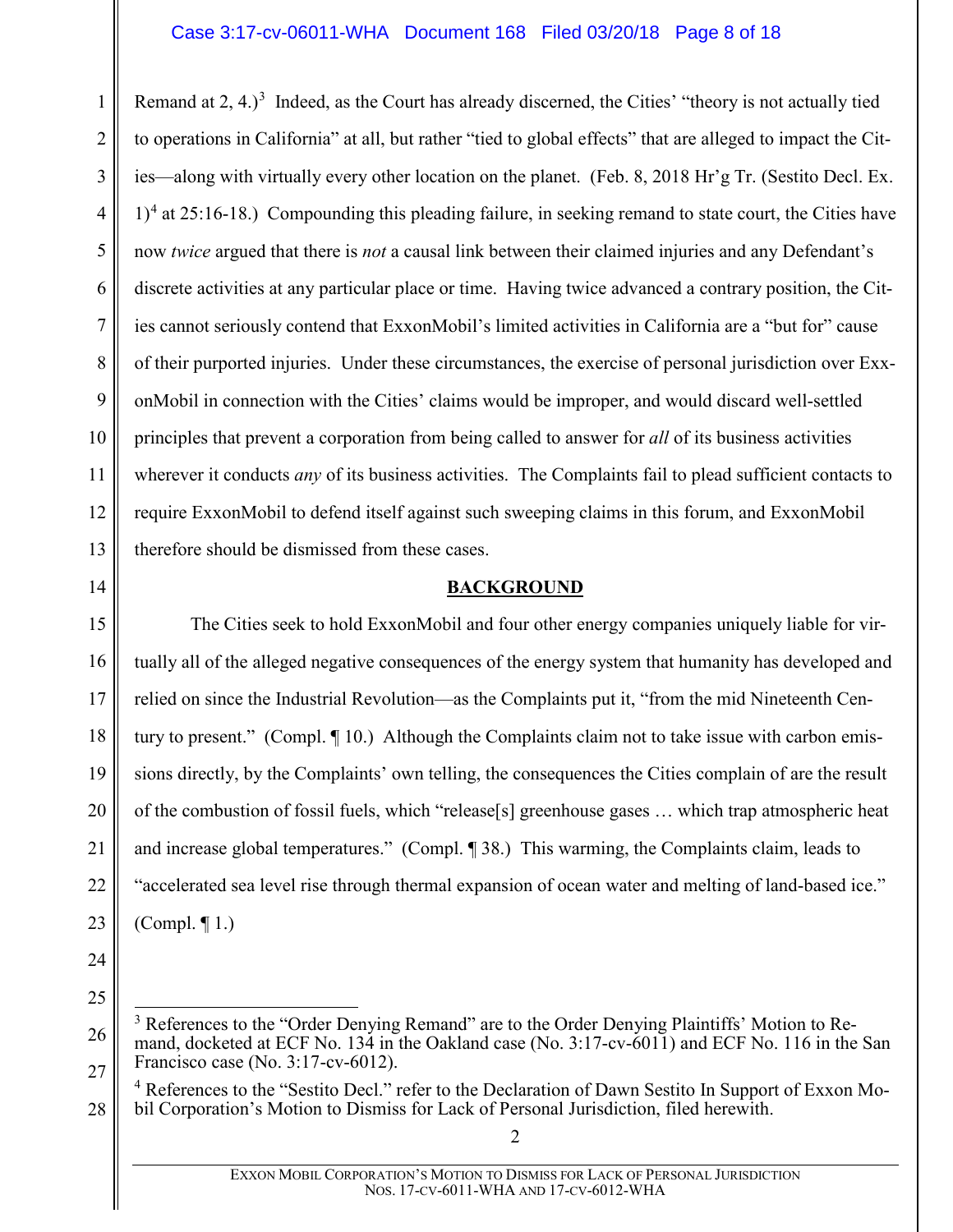Remand at 2, 4.)[3] Indeed, as the Court has already discerned, the Cities' "theory is not actually tied to operations in California" at all, but rather "tied to global effects" that are alleged to impact the Cities—along with virtually every other location on the planet. (Feb. 8, 2018 Hr'g Tr. (Sestito Decl. Ex. 1)[4] at 25:16-18.) Compounding this pleading failure, in seeking remand to state court, the Cities have now *twice* argued that there is *not* a causal link between their claimed injuries and any Defendant's discrete activities at any particular place or time. Having twice advanced a contrary position, the Cities cannot seriously contend that ExxonMobil's limited activities in California are a "but for" cause of their purported injuries. Under these circumstances, the exercise of personal jurisdiction over ExxonMobil in connection with the Cities' claims would be improper, and would discard well-settled principles that prevent a corporation from being called to answer for *all* of its business activities wherever it conducts *any* of its business activities. The Complaints fail to plead sufficient contacts to require ExxonMobil to defend itself against such sweeping claims in this forum, and ExxonMobil therefore should be dismissed from these cases.

## BACKGROUND

The Cities seek to hold ExxonMobil and four other energy companies uniquely liable for virtually all of the alleged negative consequences of the energy system that humanity has developed and relied on since the Industrial Revolution—as the Complaints put it, "from the mid Nineteenth Century to present." (Compl. ¶ 10.) Although the Complaints claim not to take issue with carbon emissions directly, by the Complaints' own telling, the consequences the Cities complain of are the result of the combustion of fossil fuels, which "release[s] greenhouse gases … which trap atmospheric heat and increase global temperatures." (Compl. ¶ 38.) This warming, the Complaints claim, leads to "accelerated sea level rise through thermal expansion of ocean water and melting of land-based ice." (Compl. ¶ 1.)

---

[3] References to the "Order Denying Remand" are to the Order Denying Plaintiffs' Motion to Remand, docketed at ECF No. 134 in the Oakland case (No. 3:17-cv-6011) and ECF No. 116 in the San Francisco case (No. 3:17-cv-6012).

[4] References to the "Sestito Decl." refer to the Declaration of Dawn Sestito In Support of Exxon Mobil Corporation's Motion to Dismiss for Lack of Personal Jurisdiction, filed herewith.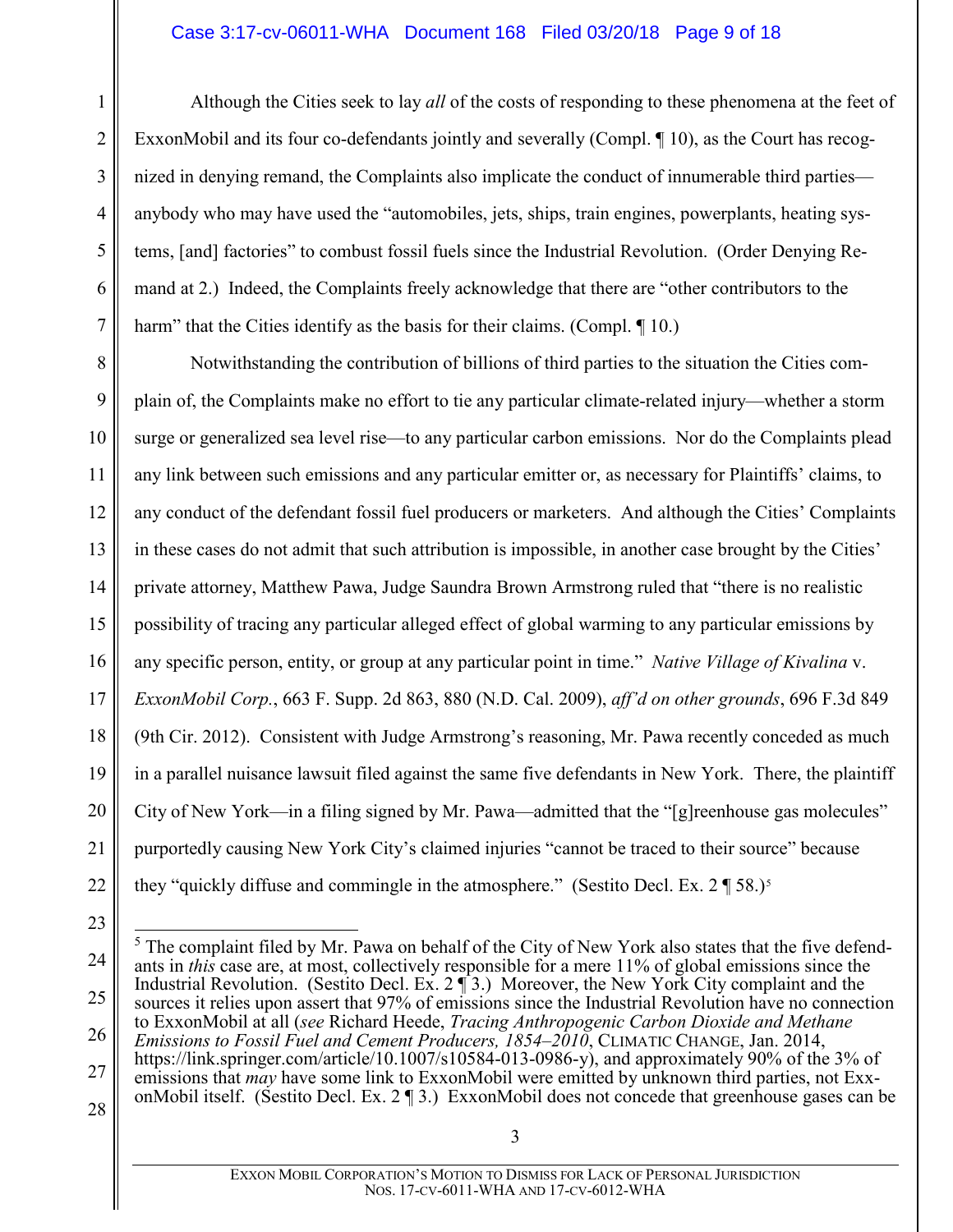Although the Cities seek to lay *all* of the costs of responding to these phenomena at the feet of ExxonMobil and its four co-defendants jointly and severally (Compl. ¶ 10), as the Court has recognized in denying remand, the Complaints also implicate the conduct of innumerable third parties—anybody who may have used the "automobiles, jets, ships, train engines, powerplants, heating systems, [and] factories" to combust fossil fuels since the Industrial Revolution. (Order Denying Remand at 2.) Indeed, the Complaints freely acknowledge that there are "other contributors to the harm" that the Cities identify as the basis for their claims. (Compl. ¶ 10.)

Notwithstanding the contribution of billions of third parties to the situation the Cities complain of, the Complaints make no effort to tie any particular climate-related injury—whether a storm surge or generalized sea level rise—to any particular carbon emissions. Nor do the Complaints plead any link between such emissions and any particular emitter or, as necessary for Plaintiffs' claims, to any conduct of the defendant fossil fuel producers or marketers. And although the Cities' Complaints in these cases do not admit that such attribution is impossible, in another case brought by the Cities' private attorney, Matthew Pawa, Judge Saundra Brown Armstrong ruled that "there is no realistic possibility of tracing any particular alleged effect of global warming to any particular emissions by any specific person, entity, or group at any particular point in time." *Native Village of Kivalina* v. *ExxonMobil Corp.*, 663 F. Supp. 2d 863, 880 (N.D. Cal. 2009), *aff'd on other grounds*, 696 F.3d 849 (9th Cir. 2012). Consistent with Judge Armstrong's reasoning, Mr. Pawa recently conceded as much in a parallel nuisance lawsuit filed against the same five defendants in New York. There, the plaintiff City of New York—in a filing signed by Mr. Pawa—admitted that the "[g]reenhouse gas molecules" purportedly causing New York City's claimed injuries "cannot be traced to their source" because they "quickly diffuse and commingle in the atmosphere." (Sestito Decl. Ex. 2 ¶ 58.)[5]

---

[5] The complaint filed by Mr. Pawa on behalf of the City of New York also states that the five defendants in *this* case are, at most, collectively responsible for a mere 11% of global emissions since the Industrial Revolution. (Sestito Decl. Ex. 2 ¶ 3.) Moreover, the New York City complaint and the sources it relies upon assert that 97% of emissions since the Industrial Revolution have no connection to ExxonMobil at all (*see* Richard Heede, *Tracing Anthropogenic Carbon Dioxide and Methane Emissions to Fossil Fuel and Cement Producers, 1854–2010*, CLIMATIC CHANGE, Jan. 2014, https://link.springer.com/article/10.1007/s10584-013-0986-y), and approximately 90% of the 3% of emissions that *may* have some link to ExxonMobil were emitted by unknown third parties, not ExxonMobil itself. (Sestito Decl. Ex. 2 ¶ 3.) ExxonMobil does not concede that greenhouse gases can be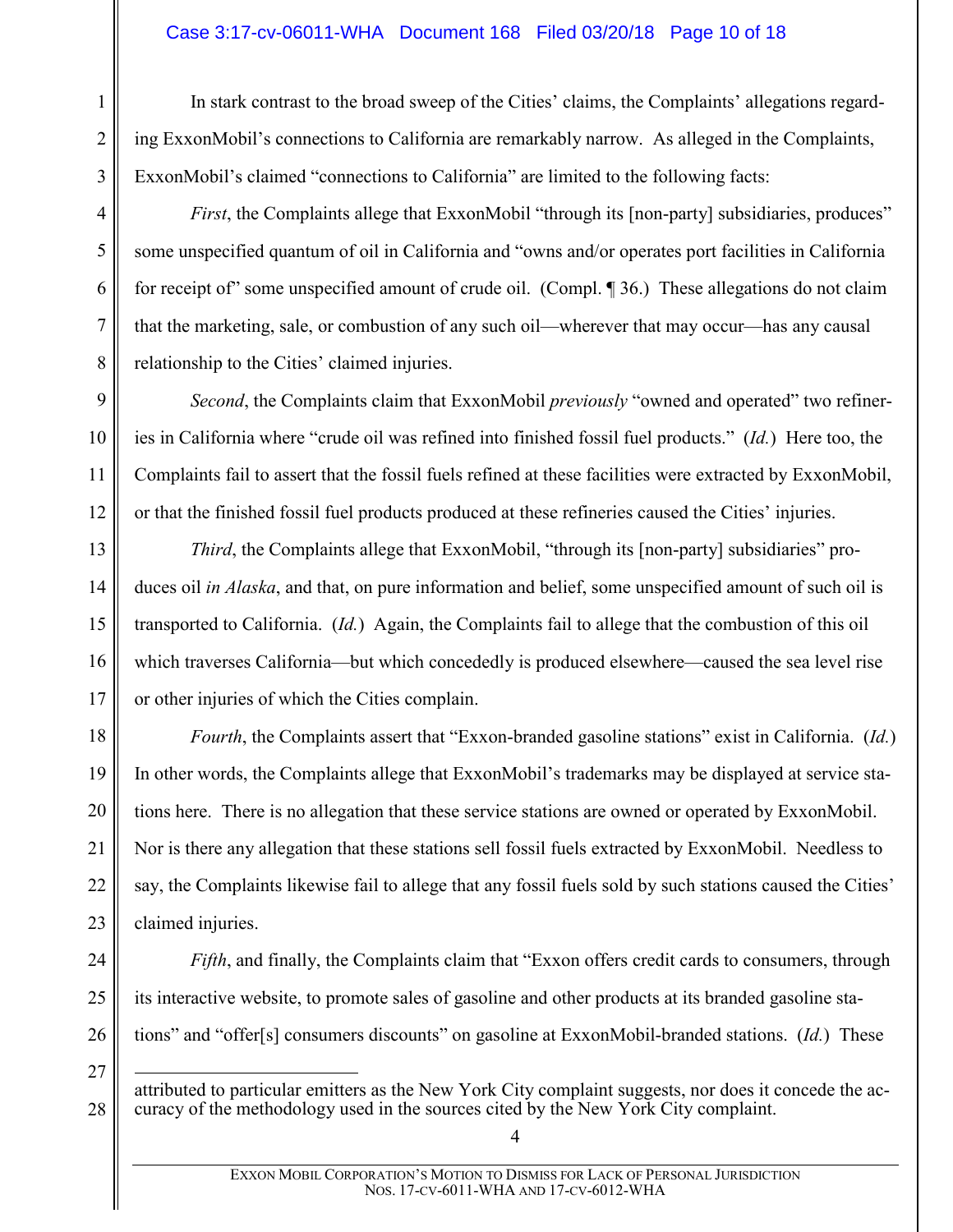In stark contrast to the broad sweep of the Cities' claims, the Complaints' allegations regarding ExxonMobil's connections to California are remarkably narrow. As alleged in the Complaints, ExxonMobil's claimed "connections to California" are limited to the following facts:

*First*, the Complaints allege that ExxonMobil "through its [non-party] subsidiaries, produces" some unspecified quantum of oil in California and "owns and/or operates port facilities in California for receipt of" some unspecified amount of crude oil. (Compl. ¶ 36.) These allegations do not claim that the marketing, sale, or combustion of any such oil—wherever that may occur—has any causal relationship to the Cities' claimed injuries.

*Second*, the Complaints claim that ExxonMobil *previously* "owned and operated" two refineries in California where "crude oil was refined into finished fossil fuel products." (*Id.*) Here too, the Complaints fail to assert that the fossil fuels refined at these facilities were extracted by ExxonMobil, or that the finished fossil fuel products produced at these refineries caused the Cities' injuries.

*Third*, the Complaints allege that ExxonMobil, "through its [non-party] subsidiaries" produces oil *in Alaska*, and that, on pure information and belief, some unspecified amount of such oil is transported to California. (*Id.*) Again, the Complaints fail to allege that the combustion of this oil which traverses California—but which concededly is produced elsewhere—caused the sea level rise or other injuries of which the Cities complain.

*Fourth*, the Complaints assert that "Exxon-branded gasoline stations" exist in California. (*Id.*) In other words, the Complaints allege that ExxonMobil's trademarks may be displayed at service stations here. There is no allegation that these service stations are owned or operated by ExxonMobil. Nor is there any allegation that these stations sell fossil fuels extracted by ExxonMobil. Needless to say, the Complaints likewise fail to allege that any fossil fuels sold by such stations caused the Cities' claimed injuries.

*Fifth*, and finally, the Complaints claim that "Exxon offers credit cards to consumers, through its interactive website, to promote sales of gasoline and other products at its branded gasoline stations" and "offer[s] consumers discounts" on gasoline at ExxonMobil-branded stations. (*Id.*) These

---

attributed to particular emitters as the New York City complaint suggests, nor does it concede the accuracy of the methodology used in the sources cited by the New York City complaint.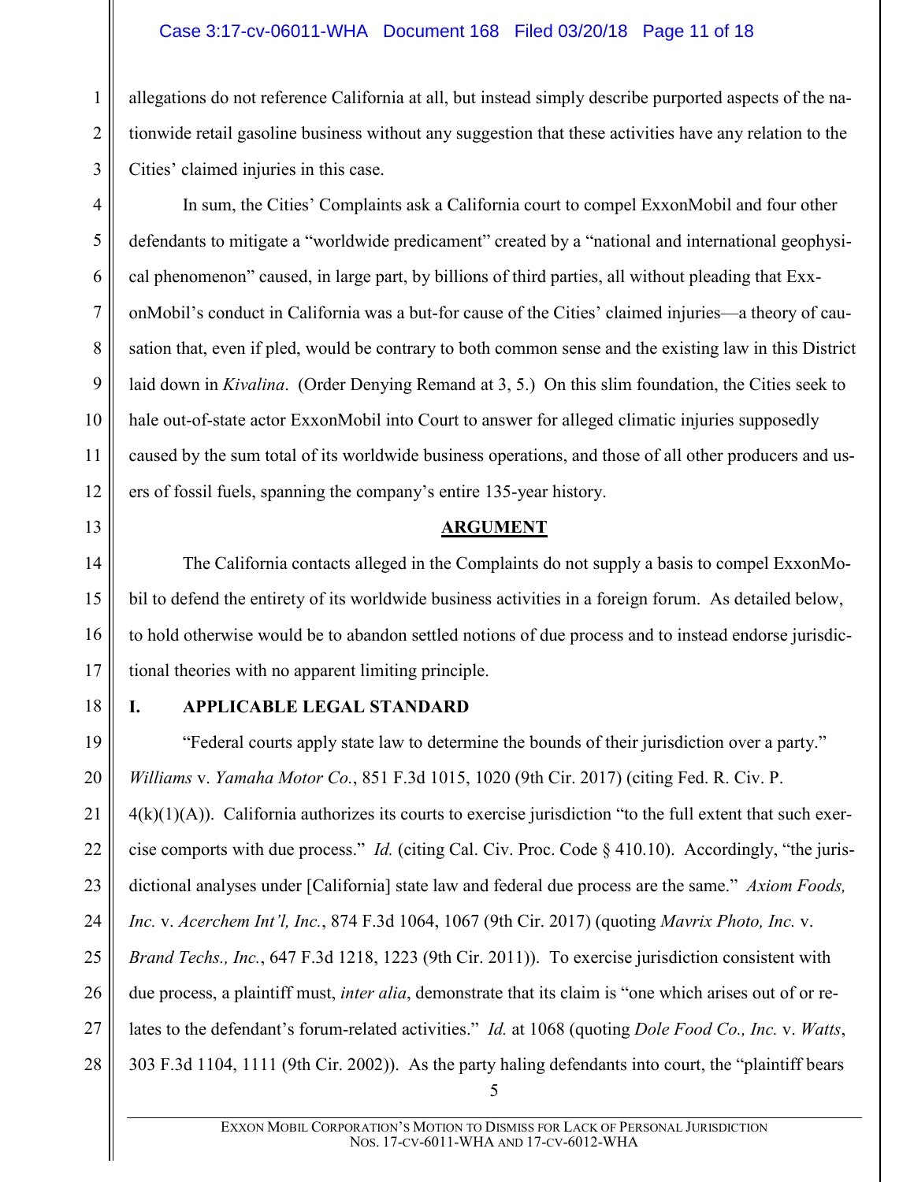allegations do not reference California at all, but instead simply describe purported aspects of the nationwide retail gasoline business without any suggestion that these activities have any relation to the Cities' claimed injuries in this case.

In sum, the Cities' Complaints ask a California court to compel ExxonMobil and four other defendants to mitigate a "worldwide predicament" created by a "national and international geophysical phenomenon" caused, in large part, by billions of third parties, all without pleading that ExxonMobil's conduct in California was a but-for cause of the Cities' claimed injuries—a theory of causation that, even if pled, would be contrary to both common sense and the existing law in this District laid down in *Kivalina*. (Order Denying Remand at 3, 5.) On this slim foundation, the Cities seek to hale out-of-state actor ExxonMobil into Court to answer for alleged climatic injuries supposedly caused by the sum total of its worldwide business operations, and those of all other producers and users of fossil fuels, spanning the company's entire 135-year history.

## ARGUMENT

The California contacts alleged in the Complaints do not supply a basis to compel ExxonMobil to defend the entirety of its worldwide business activities in a foreign forum. As detailed below, to hold otherwise would be to abandon settled notions of due process and to instead endorse jurisdictional theories with no apparent limiting principle.

### I. APPLICABLE LEGAL STANDARD

"Federal courts apply state law to determine the bounds of their jurisdiction over a party." *Williams* v. *Yamaha Motor Co.*, 851 F.3d 1015, 1020 (9th Cir. 2017) (citing Fed. R. Civ. P. 4(k)(1)(A)). California authorizes its courts to exercise jurisdiction "to the full extent that such exercise comports with due process." *Id.* (citing Cal. Civ. Proc. Code § 410.10). Accordingly, "the jurisdictional analyses under [California] state law and federal due process are the same." *Axiom Foods, Inc.* v. *Acerchem Int'l, Inc.*, 874 F.3d 1064, 1067 (9th Cir. 2017) (quoting *Mavrix Photo, Inc.* v. *Brand Techs., Inc.*, 647 F.3d 1218, 1223 (9th Cir. 2011)). To exercise jurisdiction consistent with due process, a plaintiff must, *inter alia*, demonstrate that its claim is "one which arises out of or relates to the defendant's forum-related activities." *Id.* at 1068 (quoting *Dole Food Co., Inc.* v. *Watts*, 303 F.3d 1104, 1111 (9th Cir. 2002)). As the party haling defendants into court, the "plaintiff bears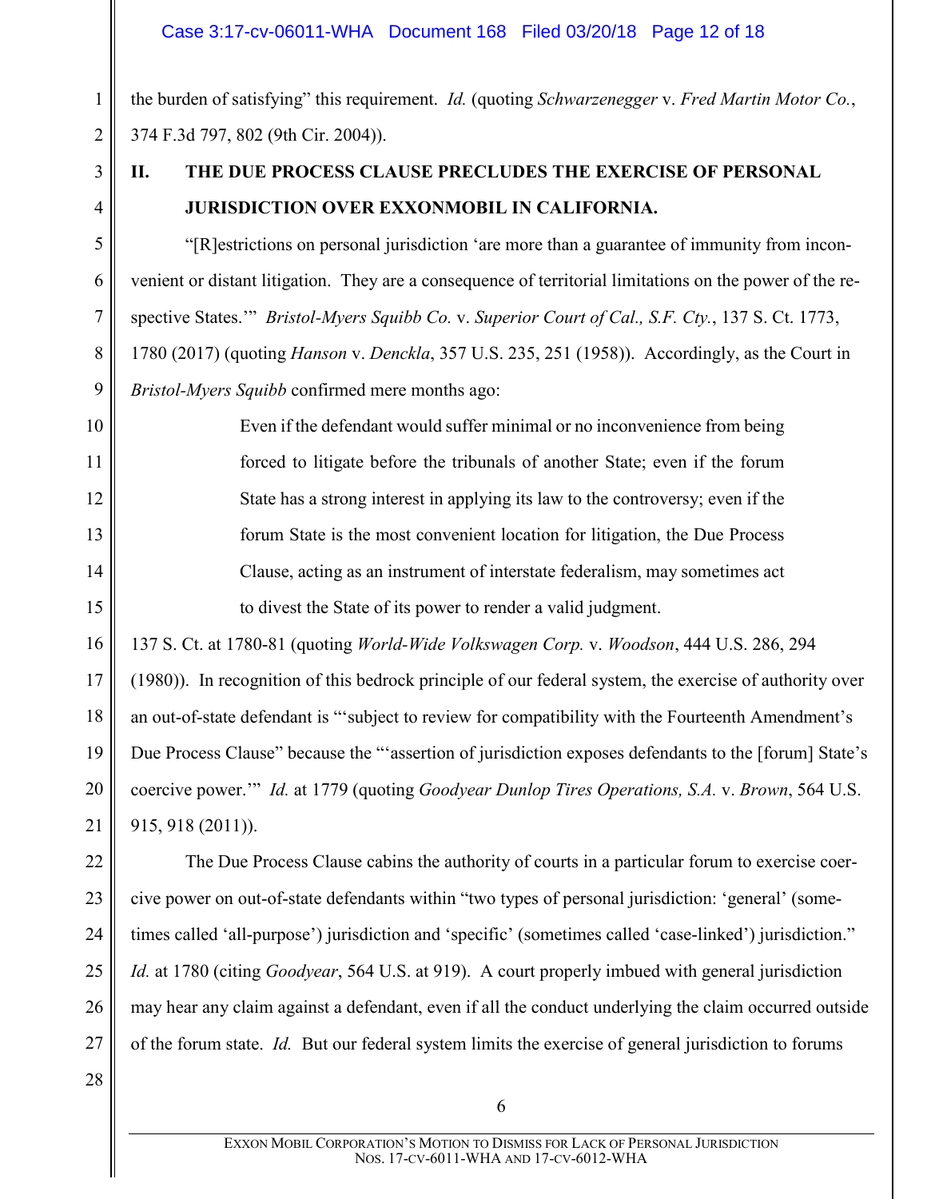the burden of satisfying" this requirement. *Id.* (quoting *Schwarzenegger* v. *Fred Martin Motor Co.*, 374 F.3d 797, 802 (9th Cir. 2004)).

## II. THE DUE PROCESS CLAUSE PRECLUDES THE EXERCISE OF PERSONAL JURISDICTION OVER EXXONMOBIL IN CALIFORNIA.

"[R]estrictions on personal jurisdiction 'are more than a guarantee of immunity from inconvenient or distant litigation. They are a consequence of territorial limitations on the power of the respective States.'" *Bristol-Myers Squibb Co.* v. *Superior Court of Cal., S.F. Cty.*, 137 S. Ct. 1773, 1780 (2017) (quoting *Hanson* v. *Denckla*, 357 U.S. 235, 251 (1958)). Accordingly, as the Court in *Bristol-Myers Squibb* confirmed mere months ago:

> Even if the defendant would suffer minimal or no inconvenience from being forced to litigate before the tribunals of another State; even if the forum State has a strong interest in applying its law to the controversy; even if the forum State is the most convenient location for litigation, the Due Process Clause, acting as an instrument of interstate federalism, may sometimes act to divest the State of its power to render a valid judgment.

137 S. Ct. at 1780-81 (quoting *World-Wide Volkswagen Corp.* v. *Woodson*, 444 U.S. 286, 294 (1980)). In recognition of this bedrock principle of our federal system, the exercise of authority over an out-of-state defendant is "'subject to review for compatibility with the Fourteenth Amendment's Due Process Clause" because the "'assertion of jurisdiction exposes defendants to the [forum] State's coercive power.'" *Id.* at 1779 (quoting *Goodyear Dunlop Tires Operations, S.A.* v. *Brown*, 564 U.S. 915, 918 (2011)).

The Due Process Clause cabins the authority of courts in a particular forum to exercise coercive power on out-of-state defendants within "two types of personal jurisdiction: 'general' (sometimes called 'all-purpose') jurisdiction and 'specific' (sometimes called 'case-linked') jurisdiction." *Id.* at 1780 (citing *Goodyear*, 564 U.S. at 919). A court properly imbued with general jurisdiction may hear any claim against a defendant, even if all the conduct underlying the claim occurred outside of the forum state. *Id.* But our federal system limits the exercise of general jurisdiction to forums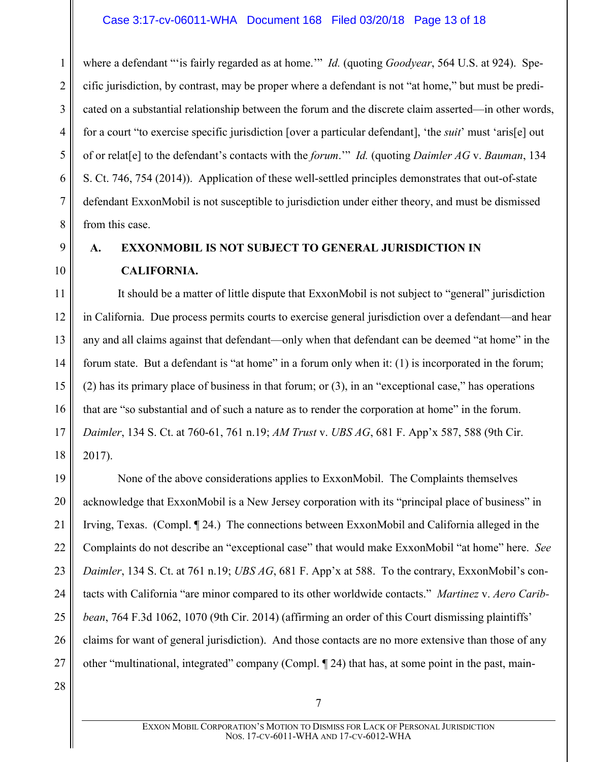where a defendant "'is fairly regarded as at home.'" *Id.* (quoting *Goodyear*, 564 U.S. at 924). Specific jurisdiction, by contrast, may be proper where a defendant is not "at home," but must be predicated on a substantial relationship between the forum and the discrete claim asserted—in other words, for a court "to exercise specific jurisdiction [over a particular defendant], 'the *suit*' must 'aris[e] out of or relat[e] to the defendant's contacts with the *forum*.'" *Id.* (quoting *Daimler AG* v. *Bauman*, 134 S. Ct. 746, 754 (2014)). Application of these well-settled principles demonstrates that out-of-state defendant ExxonMobil is not susceptible to jurisdiction under either theory, and must be dismissed from this case.

### A. EXXONMOBIL IS NOT SUBJECT TO GENERAL JURISDICTION IN CALIFORNIA.

It should be a matter of little dispute that ExxonMobil is not subject to "general" jurisdiction in California. Due process permits courts to exercise general jurisdiction over a defendant—and hear any and all claims against that defendant—only when that defendant can be deemed "at home" in the forum state. But a defendant is "at home" in a forum only when it: (1) is incorporated in the forum; (2) has its primary place of business in that forum; or (3), in an "exceptional case," has operations that are "so substantial and of such a nature as to render the corporation at home" in the forum. *Daimler*, 134 S. Ct. at 760-61, 761 n.19; *AM Trust* v. *UBS AG*, 681 F. App'x 587, 588 (9th Cir. 2017).

None of the above considerations applies to ExxonMobil. The Complaints themselves acknowledge that ExxonMobil is a New Jersey corporation with its "principal place of business" in Irving, Texas. (Compl. ¶ 24.) The connections between ExxonMobil and California alleged in the Complaints do not describe an "exceptional case" that would make ExxonMobil "at home" here. *See Daimler*, 134 S. Ct. at 761 n.19; *UBS AG*, 681 F. App'x at 588. To the contrary, ExxonMobil's contacts with California "are minor compared to its other worldwide contacts." *Martinez* v. *Aero Caribbean*, 764 F.3d 1062, 1070 (9th Cir. 2014) (affirming an order of this Court dismissing plaintiffs' claims for want of general jurisdiction). And those contacts are no more extensive than those of any other "multinational, integrated" company (Compl. ¶ 24) that has, at some point in the past, main-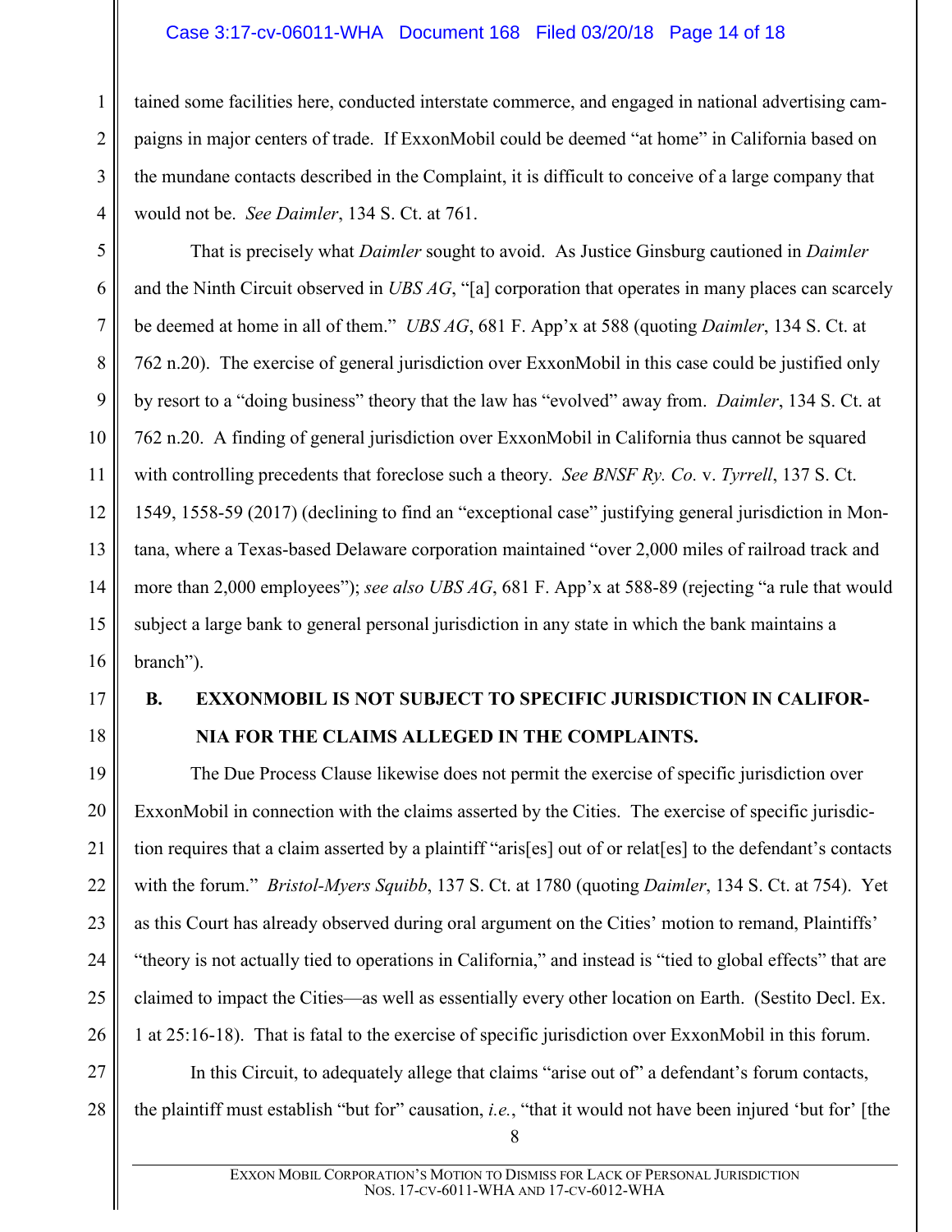tained some facilities here, conducted interstate commerce, and engaged in national advertising campaigns in major centers of trade. If ExxonMobil could be deemed "at home" in California based on the mundane contacts described in the Complaint, it is difficult to conceive of a large company that would not be. *See Daimler*, 134 S. Ct. at 761.

That is precisely what *Daimler* sought to avoid. As Justice Ginsburg cautioned in *Daimler* and the Ninth Circuit observed in *UBS AG*, "[a] corporation that operates in many places can scarcely be deemed at home in all of them." *UBS AG*, 681 F. App'x at 588 (quoting *Daimler*, 134 S. Ct. at 762 n.20). The exercise of general jurisdiction over ExxonMobil in this case could be justified only by resort to a "doing business" theory that the law has "evolved" away from. *Daimler*, 134 S. Ct. at 762 n.20. A finding of general jurisdiction over ExxonMobil in California thus cannot be squared with controlling precedents that foreclose such a theory. *See BNSF Ry. Co.* v. *Tyrrell*, 137 S. Ct. 1549, 1558-59 (2017) (declining to find an "exceptional case" justifying general jurisdiction in Montana, where a Texas-based Delaware corporation maintained "over 2,000 miles of railroad track and more than 2,000 employees"); *see also UBS AG*, 681 F. App'x at 588-89 (rejecting "a rule that would subject a large bank to general personal jurisdiction in any state in which the bank maintains a branch").

### B. EXXONMOBIL IS NOT SUBJECT TO SPECIFIC JURISDICTION IN CALIFORNIA FOR THE CLAIMS ALLEGED IN THE COMPLAINTS.

The Due Process Clause likewise does not permit the exercise of specific jurisdiction over ExxonMobil in connection with the claims asserted by the Cities. The exercise of specific jurisdiction requires that a claim asserted by a plaintiff "aris[es] out of or relat[es] to the defendant's contacts with the forum." *Bristol-Myers Squibb*, 137 S. Ct. at 1780 (quoting *Daimler*, 134 S. Ct. at 754). Yet as this Court has already observed during oral argument on the Cities' motion to remand, Plaintiffs' "theory is not actually tied to operations in California," and instead is "tied to global effects" that are claimed to impact the Cities—as well as essentially every other location on Earth. (Sestito Decl. Ex. 1 at 25:16-18). That is fatal to the exercise of specific jurisdiction over ExxonMobil in this forum.

In this Circuit, to adequately allege that claims "arise out of" a defendant's forum contacts, the plaintiff must establish "but for" causation, *i.e.*, "that it would not have been injured 'but for' [the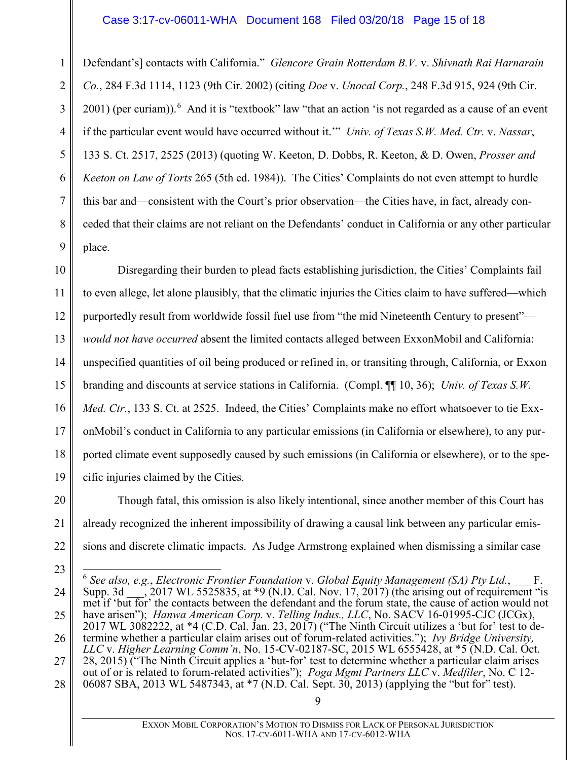Defendant's] contacts with California." *Glencore Grain Rotterdam B.V.* v. *Shivnath Rai Harnarain Co.*, 284 F.3d 1114, 1123 (9th Cir. 2002) (citing *Doe* v. *Unocal Corp.*, 248 F.3d 915, 924 (9th Cir. 2001) (per curiam)).[6] And it is "textbook" law "that an action 'is not regarded as a cause of an event if the particular event would have occurred without it.'" *Univ. of Texas S.W. Med. Ctr.* v. *Nassar*, 133 S. Ct. 2517, 2525 (2013) (quoting W. Keeton, D. Dobbs, R. Keeton, & D. Owen, *Prosser and Keeton on Law of Torts* 265 (5th ed. 1984)). The Cities' Complaints do not even attempt to hurdle this bar and—consistent with the Court's prior observation—the Cities have, in fact, already conceded that their claims are not reliant on the Defendants' conduct in California or any other particular place.

Disregarding their burden to plead facts establishing jurisdiction, the Cities' Complaints fail to even allege, let alone plausibly, that the climatic injuries the Cities claim to have suffered—which purportedly result from worldwide fossil fuel use from "the mid Nineteenth Century to present"—*would not have occurred* absent the limited contacts alleged between ExxonMobil and California: unspecified quantities of oil being produced or refined in, or transiting through, California, or Exxon branding and discounts at service stations in California. (Compl. ¶¶ 10, 36); *Univ. of Texas S.W. Med. Ctr.*, 133 S. Ct. at 2525. Indeed, the Cities' Complaints make no effort whatsoever to tie ExxonMobil's conduct in California to any particular emissions (in California or elsewhere), to any purported climate event supposedly caused by such emissions (in California or elsewhere), or to the specific injuries claimed by the Cities.

Though fatal, this omission is also likely intentional, since another member of this Court has already recognized the inherent impossibility of drawing a causal link between any particular emissions and discrete climatic impacts. As Judge Armstrong explained when dismissing a similar case

---

[6] *See also, e.g.*, *Electronic Frontier Foundation* v. *Global Equity Management (SA) Pty Ltd.*, ___ F. Supp. 3d ___, 2017 WL 5525835, at *9 (N.D. Cal. Nov. 17, 2017) (the arising out of requirement "is met if 'but for' the contacts between the defendant and the forum state, the cause of action would not have arisen"); *Hanwa American Corp.* v. *Telling Indus., LLC*, No. SACV 16-01995-CJC (JCGx), 2017 WL 3082222, at *4 (C.D. Cal. Jan. 23, 2017) ("The Ninth Circuit utilizes a 'but for' test to determine whether a particular claim arises out of forum-related activities."); *Ivy Bridge University, LLC* v. *Higher Learning Comm'n*, No. 15-CV-02187-SC, 2015 WL 6555428, at *5 (N.D. Cal. Oct. 28, 2015) ("The Ninth Circuit applies a 'but-for' test to determine whether a particular claim arises out of or is related to forum-related activities"); *Poga Mgmt Partners LLC* v. *Medfiler*, No. C 12-06087 SBA, 2013 WL 5487343, at *7 (N.D. Cal. Sept. 30, 2013) (applying the "but for" test).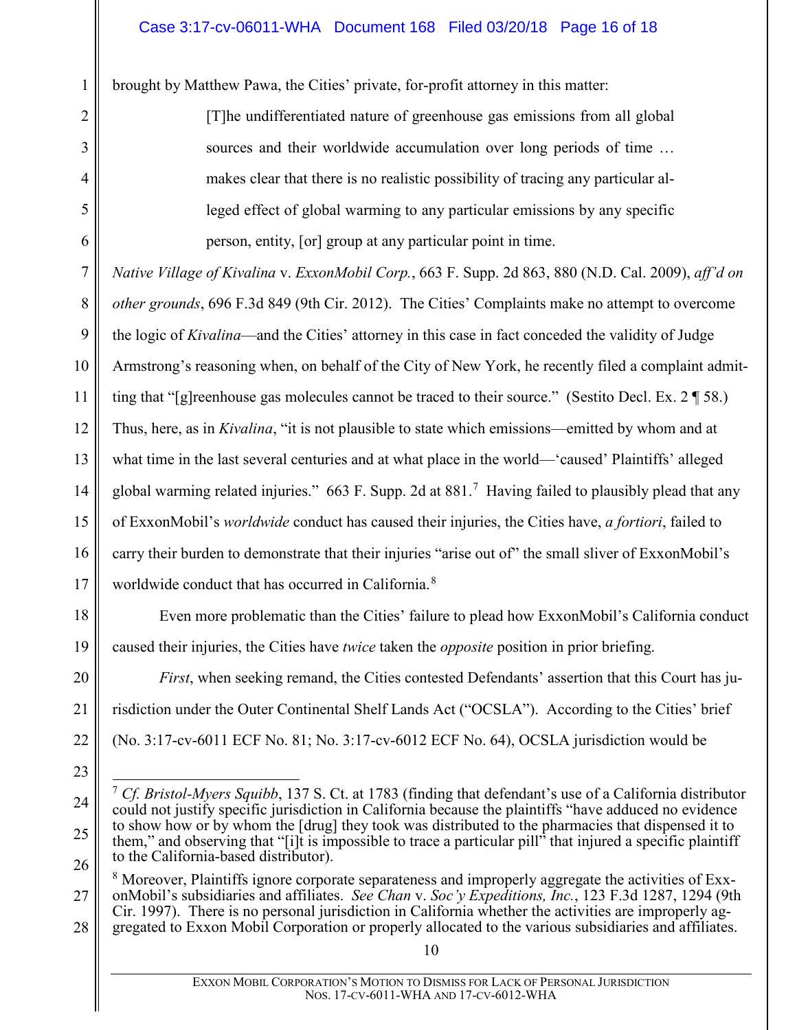brought by Matthew Pawa, the Cities' private, for-profit attorney in this matter:

> [T]he undifferentiated nature of greenhouse gas emissions from all global sources and their worldwide accumulation over long periods of time … makes clear that there is no realistic possibility of tracing any particular alleged effect of global warming to any particular emissions by any specific person, entity, [or] group at any particular point in time.

*Native Village of Kivalina* v. *ExxonMobil Corp.*, 663 F. Supp. 2d 863, 880 (N.D. Cal. 2009), *aff'd on other grounds*, 696 F.3d 849 (9th Cir. 2012). The Cities' Complaints make no attempt to overcome the logic of *Kivalina*—and the Cities' attorney in this case in fact conceded the validity of Judge Armstrong's reasoning when, on behalf of the City of New York, he recently filed a complaint admitting that "[g]reenhouse gas molecules cannot be traced to their source." (Sestito Decl. Ex. 2 ¶ 58.) Thus, here, as in *Kivalina*, "it is not plausible to state which emissions—emitted by whom and at what time in the last several centuries and at what place in the world—'caused' Plaintiffs' alleged global warming related injuries." 663 F. Supp. 2d at 881.[7] Having failed to plausibly plead that any of ExxonMobil's *worldwide* conduct has caused their injuries, the Cities have, *a fortiori*, failed to carry their burden to demonstrate that their injuries "arise out of" the small sliver of ExxonMobil's worldwide conduct that has occurred in California.[8]

Even more problematic than the Cities' failure to plead how ExxonMobil's California conduct caused their injuries, the Cities have *twice* taken the *opposite* position in prior briefing.

*First*, when seeking remand, the Cities contested Defendants' assertion that this Court has jurisdiction under the Outer Continental Shelf Lands Act ("OCSLA"). According to the Cities' brief (No. 3:17-cv-6011 ECF No. 81; No. 3:17-cv-6012 ECF No. 64), OCSLA jurisdiction would be

---

[7] *Cf. Bristol-Myers Squibb*, 137 S. Ct. at 1783 (finding that defendant's use of a California distributor could not justify specific jurisdiction in California because the plaintiffs "have adduced no evidence to show how or by whom the [drug] they took was distributed to the pharmacies that dispensed it to them," and observing that "[i]t is impossible to trace a particular pill" that injured a specific plaintiff to the California-based distributor).

[8] Moreover, Plaintiffs ignore corporate separateness and improperly aggregate the activities of ExxonMobil's subsidiaries and affiliates. *See Chan* v. *Soc'y Expeditions, Inc.*, 123 F.3d 1287, 1294 (9th Cir. 1997). There is no personal jurisdiction in California whether the activities are improperly aggregated to Exxon Mobil Corporation or properly allocated to the various subsidiaries and affiliates.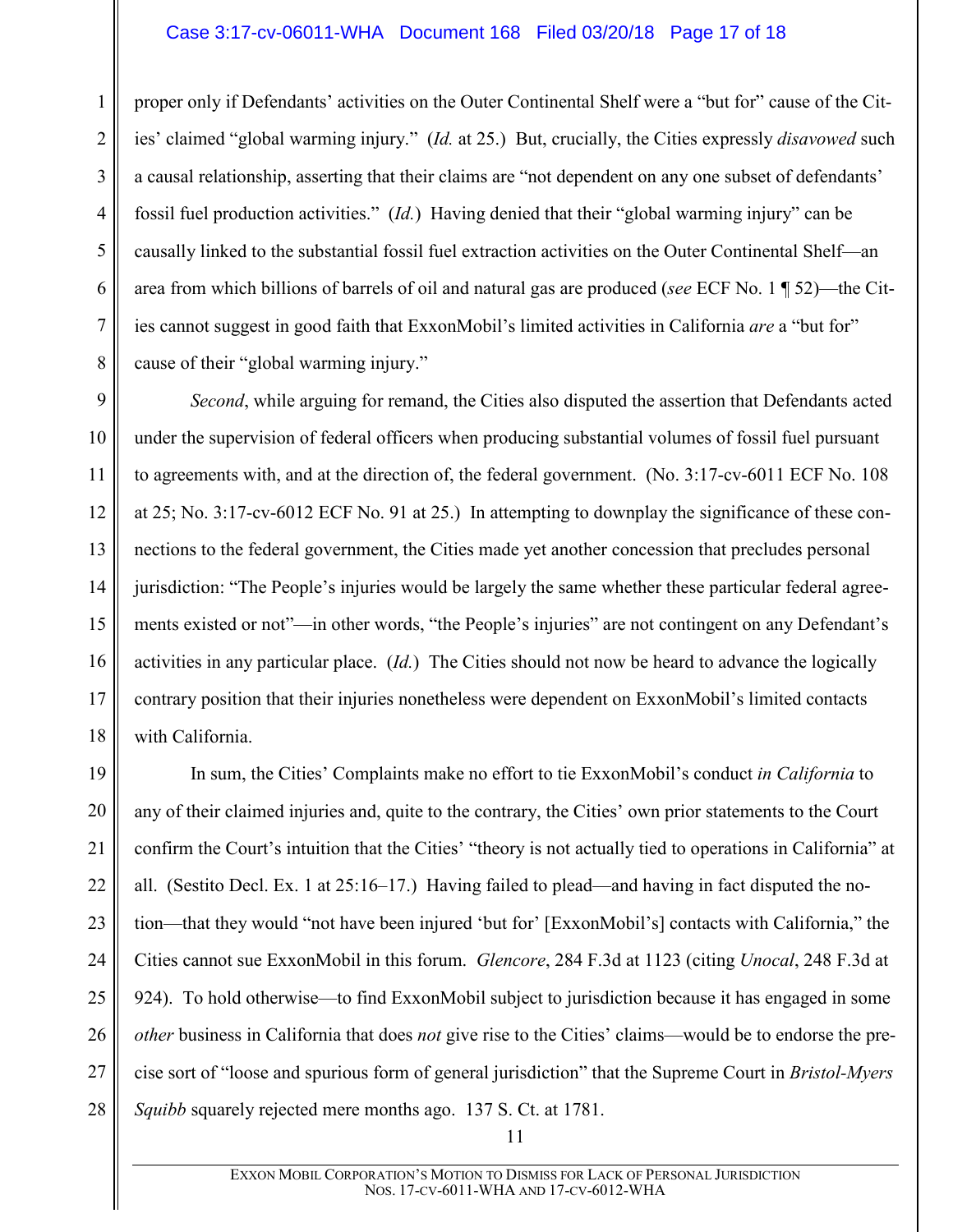proper only if Defendants' activities on the Outer Continental Shelf were a "but for" cause of the Cities' claimed "global warming injury." (*Id.* at 25.) But, crucially, the Cities expressly *disavowed* such a causal relationship, asserting that their claims are "not dependent on any one subset of defendants' fossil fuel production activities." (*Id.*) Having denied that their "global warming injury" can be causally linked to the substantial fossil fuel extraction activities on the Outer Continental Shelf—an area from which billions of barrels of oil and natural gas are produced (*see* ECF No. 1 ¶ 52)—the Cities cannot suggest in good faith that ExxonMobil's limited activities in California *are* a "but for" cause of their "global warming injury."

*Second*, while arguing for remand, the Cities also disputed the assertion that Defendants acted under the supervision of federal officers when producing substantial volumes of fossil fuel pursuant to agreements with, and at the direction of, the federal government. (No. 3:17-cv-6011 ECF No. 108 at 25; No. 3:17-cv-6012 ECF No. 91 at 25.) In attempting to downplay the significance of these connections to the federal government, the Cities made yet another concession that precludes personal jurisdiction: "The People's injuries would be largely the same whether these particular federal agreements existed or not"—in other words, "the People's injuries" are not contingent on any Defendant's activities in any particular place. (*Id.*) The Cities should not now be heard to advance the logically contrary position that their injuries nonetheless were dependent on ExxonMobil's limited contacts with California.

In sum, the Cities' Complaints make no effort to tie ExxonMobil's conduct *in California* to any of their claimed injuries and, quite to the contrary, the Cities' own prior statements to the Court confirm the Court's intuition that the Cities' "theory is not actually tied to operations in California" at all. (Sestito Decl. Ex. 1 at 25:16–17.) Having failed to plead—and having in fact disputed the notion—that they would "not have been injured 'but for' [ExxonMobil's] contacts with California," the Cities cannot sue ExxonMobil in this forum. *Glencore*, 284 F.3d at 1123 (citing *Unocal*, 248 F.3d at 924). To hold otherwise—to find ExxonMobil subject to jurisdiction because it has engaged in some *other* business in California that does *not* give rise to the Cities' claims—would be to endorse the precise sort of "loose and spurious form of general jurisdiction" that the Supreme Court in *Bristol-Myers Squibb* squarely rejected mere months ago. 137 S. Ct. at 1781.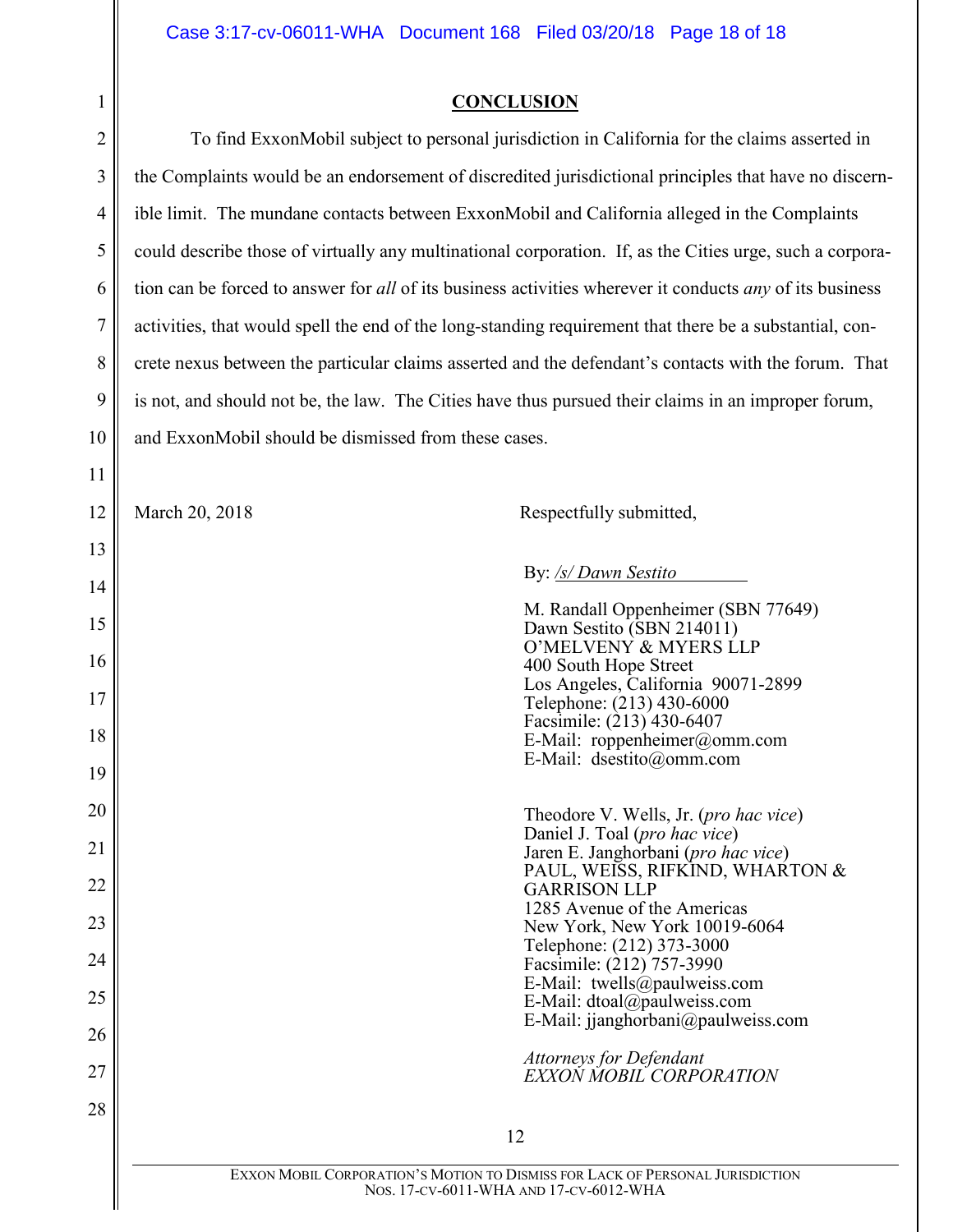## CONCLUSION

To find ExxonMobil subject to personal jurisdiction in California for the claims asserted in the Complaints would be an endorsement of discredited jurisdictional principles that have no discernible limit. The mundane contacts between ExxonMobil and California alleged in the Complaints could describe those of virtually any multinational corporation. If, as the Cities urge, such a corporation can be forced to answer for *all* of its business activities wherever it conducts *any* of its business activities, that would spell the end of the long-standing requirement that there be a substantial, concrete nexus between the particular claims asserted and the defendant's contacts with the forum. That is not, and should not be, the law. The Cities have thus pursued their claims in an improper forum, and ExxonMobil should be dismissed from these cases.

March 20, 2018

Respectfully submitted,

By: */s/ Dawn Sestito*

M. Randall Oppenheimer (SBN 77649)
Dawn Sestito (SBN 214011)
O'MELVENY & MYERS LLP
400 South Hope Street
Los Angeles, California 90071-2899
Telephone: (213) 430-6000
Facsimile: (213) 430-6407
E-Mail: roppenheimer@omm.com
E-Mail: dsestito@omm.com

Theodore V. Wells, Jr. (*pro hac vice*)
Daniel J. Toal (*pro hac vice*)
Jaren E. Janghorbani (*pro hac vice*)
PAUL, WEISS, RIFKIND, WHARTON & GARRISON LLP
1285 Avenue of the Americas
New York, New York 10019-6064
Telephone: (212) 373-3000
Facsimile: (212) 757-3990
E-Mail: twells@paulweiss.com
E-Mail: dtoal@paulweiss.com
E-Mail: jjanghorbani@paulweiss.com

*Attorneys for Defendant*
*EXXON MOBIL CORPORATION*